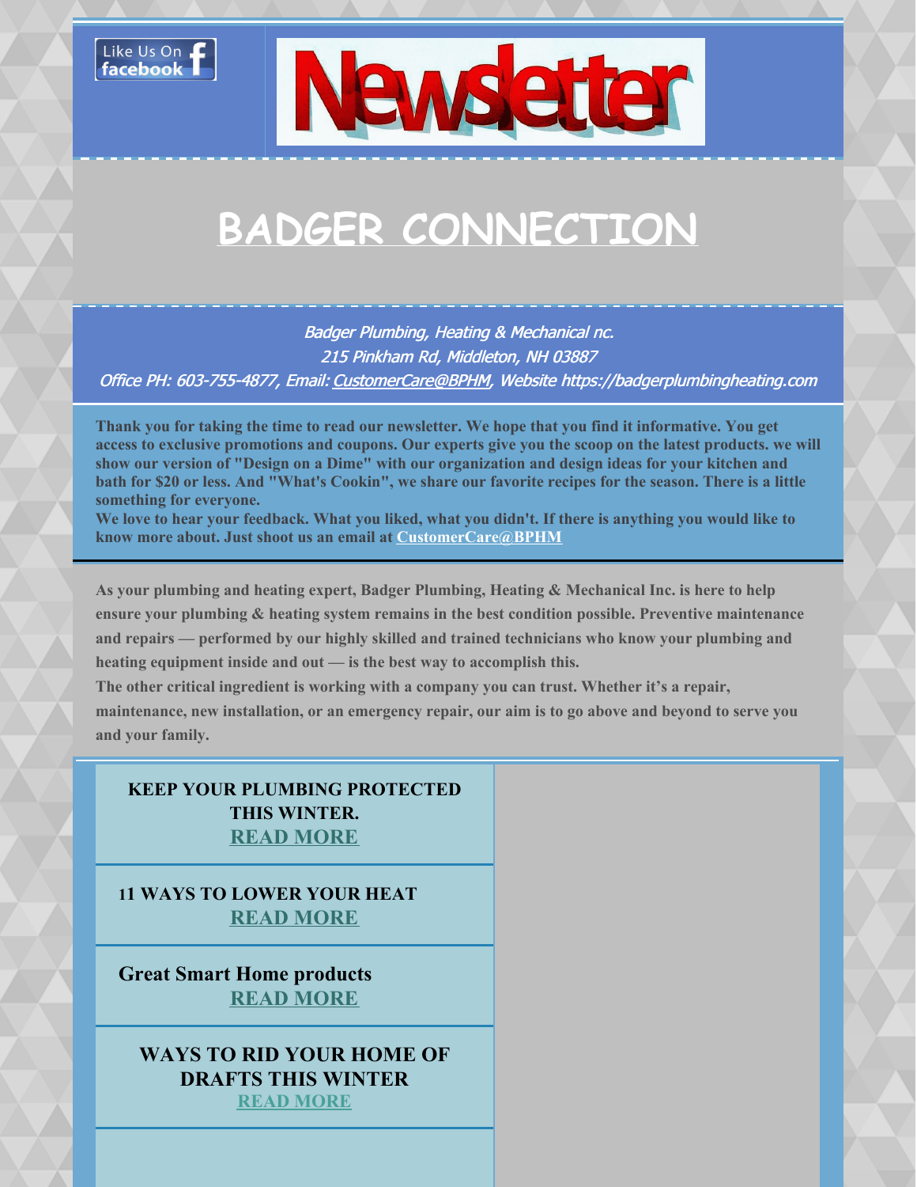Like Us On facebook

Newsletter

# BADGER CONNECTION

*Badger Plumbing, Heating & Mechanical nc.*
*215 Pinkham Rd, Middleton, NH 03887*
*Office PH: 603-755-4877, Email: CustomerCare@BPHM, Website https://badgerplumbingheating.com*

**Thank you for taking the time to read our newsletter. We hope that you find it informative. You get access to exclusive promotions and coupons. Our experts give you the scoop on the latest products. we will show our version of "Design on a Dime" with our organization and design ideas for your kitchen and bath for $20 or less. And "What's Cookin", we share our favorite recipes for the season. There is a little something for everyone.**
**We love to hear your feedback. What you liked, what you didn't. If there is anything you would like to know more about. Just shoot us an email at CustomerCare@BPHM**

**As your plumbing and heating expert, Badger Plumbing, Heating & Mechanical Inc. is here to help ensure your plumbing & heating system remains in the best condition possible. Preventive maintenance and repairs — performed by our highly skilled and trained technicians who know your plumbing and heating equipment inside and out — is the best way to accomplish this.**
**The other critical ingredient is working with a company you can trust. Whether it's a repair, maintenance, new installation, or an emergency repair, our aim is to go above and beyond to serve you and your family.**

**KEEP YOUR PLUMBING PROTECTED THIS WINTER.**
**READ MORE**

**11 WAYS TO LOWER YOUR HEAT**
**READ MORE**

**Great Smart Home products**
**READ MORE**

**WAYS TO RID YOUR HOME OF DRAFTS THIS WINTER**
**READ MORE**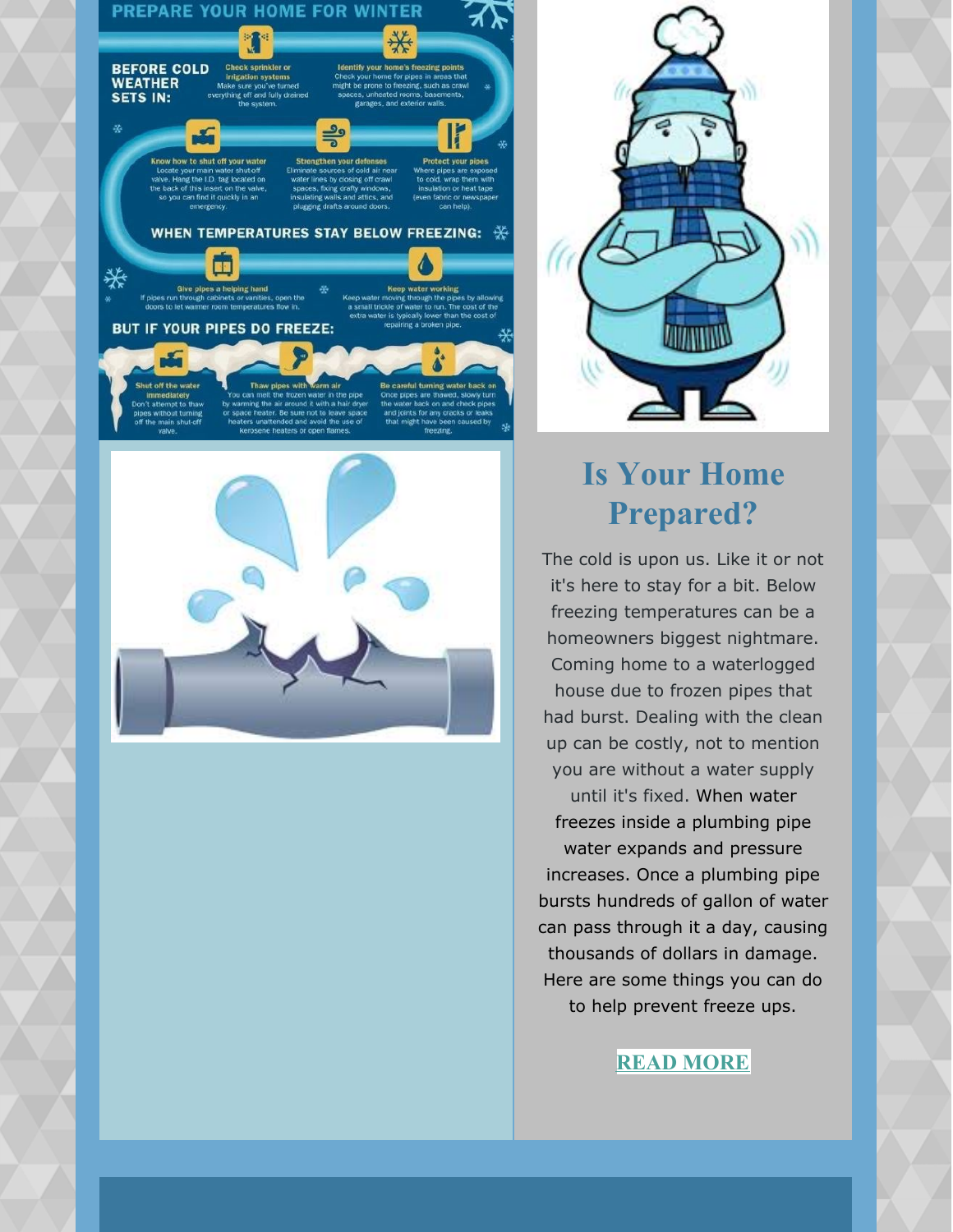## PREPARE YOUR HOME FOR WINTER

**BEFORE COLD WEATHER SETS IN:**

**Check sprinkler or irrigation systems**
Make sure you've turned everything off and fully drained the system.

**Identify your home's freezing points**
Check your home for pipes in areas that might be prone to freezing, such as crawl spaces, unheated rooms, basements, garages, and exterior walls.

**Know how to shut off your water**
Locate your main water shutoff valve. Hang the I.D. tag located on the back of this insert on the valve, so you can find it quickly in an emergency.

**Strengthen your defenses**
Eliminate sources of cold air near water lines by closing off crawl spaces, fixing drafty windows, insulating walls and attics, and plugging drafts around doors.

**Protect your pipes**
Where pipes are exposed to cold, wrap them with insulation or heat tape (even fabric or newspaper can help).

**WHEN TEMPERATURES STAY BELOW FREEZING:**

**Give pipes a helping hand**
If pipes run through cabinets or vanities, open the doors to let warmer room temperatures flow in.

**Keep water working**
Keep water moving through the pipes by allowing a small trickle of water to run. The cost of the extra water is typically lower than the cost of repairing a broken pipe.

**BUT IF YOUR PIPES DO FREEZE:**

**Shut off the water immediately**
Don't attempt to thaw pipes without turning off the main shut-off valve.

**Thaw pipes with warm air**
You can melt the frozen water in the pipe by warming the air around it with a hair dryer or space heater. Be sure not to leave space heaters unattended and avoid the use of kerosene heaters or open flames.

**Be careful turning water back on**
Once pipes are thawed, slowly turn the water back on and check pipes and joints for any cracks or leaks that might have been caused by freezing.

# Is Your Home Prepared?

The cold is upon us. Like it or not it's here to stay for a bit. Below freezing temperatures can be a homeowners biggest nightmare. Coming home to a waterlogged house due to frozen pipes that had burst. Dealing with the clean up can be costly, not to mention you are without a water supply until it's fixed. When water freezes inside a plumbing pipe water expands and pressure increases. Once a plumbing pipe bursts hundreds of gallon of water can pass through it a day, causing thousands of dollars in damage. Here are some things you can do to help prevent freeze ups.

**READ MORE**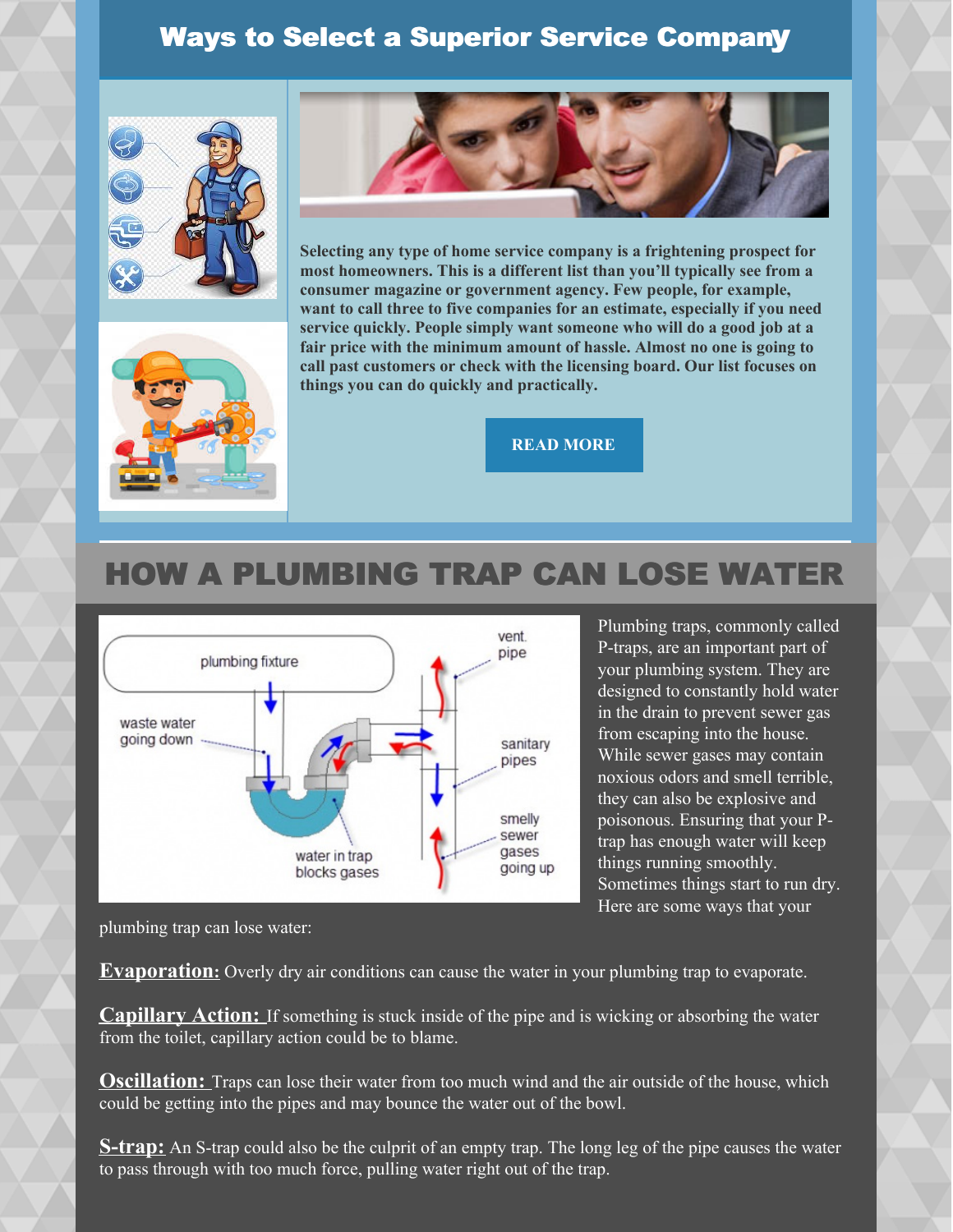## Ways to Select a Superior Service Company

**Selecting any type of home service company is a frightening prospect for most homeowners. This is a different list than you'll typically see from a consumer magazine or government agency. Few people, for example, want to call three to five companies for an estimate, especially if you need service quickly. People simply want someone who will do a good job at a fair price with the minimum amount of hassle. Almost no one is going to call past customers or check with the licensing board. Our list focuses on things you can do quickly and practically.**

**READ MORE**

## HOW A PLUMBING TRAP CAN LOSE WATER

Plumbing traps, commonly called P-traps, are an important part of your plumbing system. They are designed to constantly hold water in the drain to prevent sewer gas from escaping into the house. While sewer gases may contain noxious odors and smell terrible, they can also be explosive and poisonous. Ensuring that your P-trap has enough water will keep things running smoothly. Sometimes things start to run dry. Here are some ways that your plumbing trap can lose water:

**Evaporation:** Overly dry air conditions can cause the water in your plumbing trap to evaporate.

**Capillary Action:** If something is stuck inside of the pipe and is wicking or absorbing the water from the toilet, capillary action could be to blame.

**Oscillation:** Traps can lose their water from too much wind and the air outside of the house, which could be getting into the pipes and may bounce the water out of the bowl.

**S-trap:** An S-trap could also be the culprit of an empty trap. The long leg of the pipe causes the water to pass through with too much force, pulling water right out of the trap.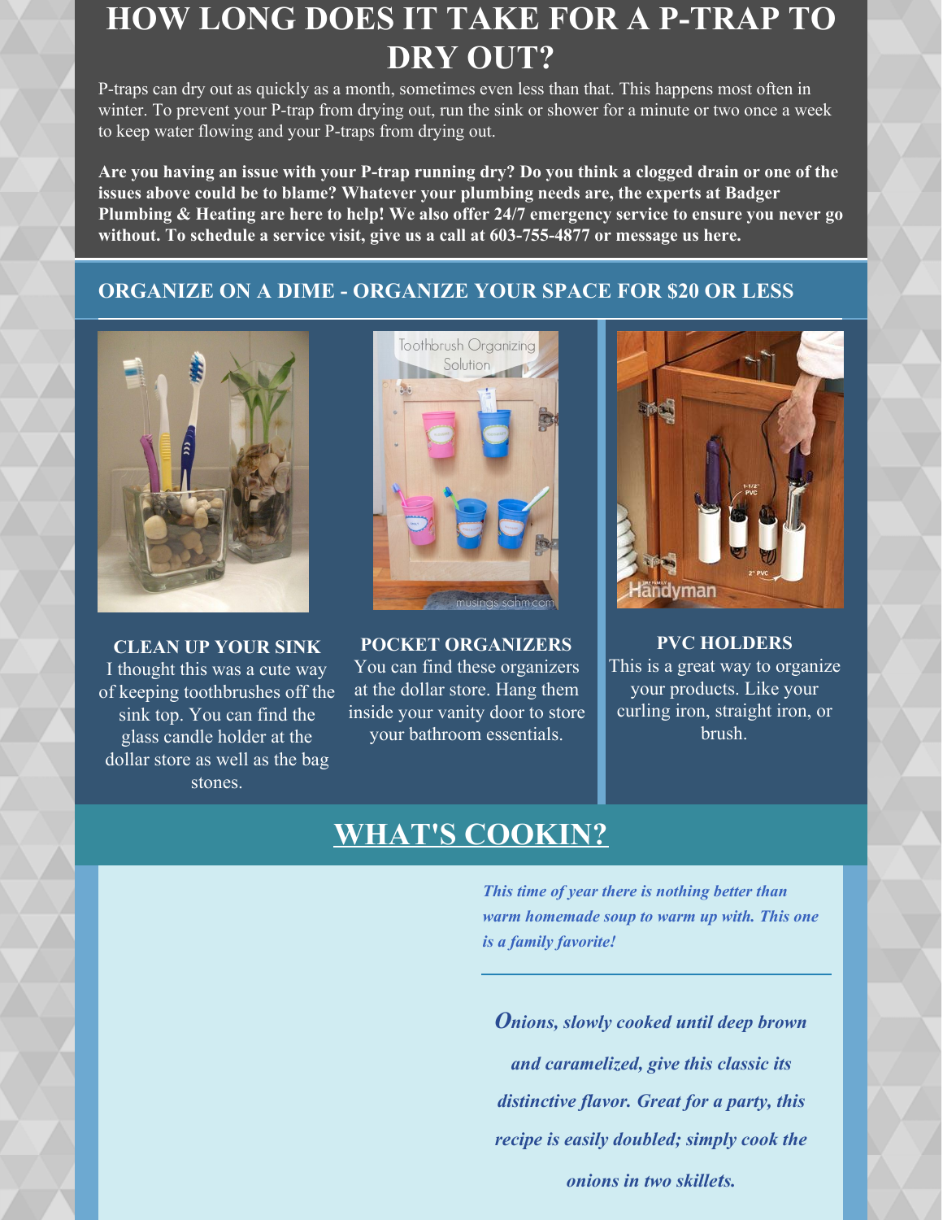# HOW LONG DOES IT TAKE FOR A P-TRAP TO DRY OUT?

P-traps can dry out as quickly as a month, sometimes even less than that. This happens most often in winter. To prevent your P-trap from drying out, run the sink or shower for a minute or two once a week to keep water flowing and your P-traps from drying out.

**Are you having an issue with your P-trap running dry? Do you think a clogged drain or one of the issues above could be to blame? Whatever your plumbing needs are, the experts at Badger Plumbing & Heating are here to help! We also offer 24/7 emergency service to ensure you never go without. To schedule a service visit, give us a call at 603-755-4877 or message us here.**

## ORGANIZE ON A DIME - ORGANIZE YOUR SPACE FOR $20 OR LESS

**CLEAN UP YOUR SINK**
I thought this was a cute way of keeping toothbrushes off the sink top. You can find the glass candle holder at the dollar store as well as the bag stones.

**POCKET ORGANIZERS**
You can find these organizers at the dollar store. Hang them inside your vanity door to store your bathroom essentials.

**PVC HOLDERS**
This is a great way to organize your products. Like your curling iron, straight iron, or brush.

## WHAT'S COOKIN?

***This time of year there is nothing better than warm homemade soup to warm up with. This one is a family favorite!***

***Onions, slowly cooked until deep brown and caramelized, give this classic its distinctive flavor. Great for a party, this recipe is easily doubled; simply cook the onions in two skillets.***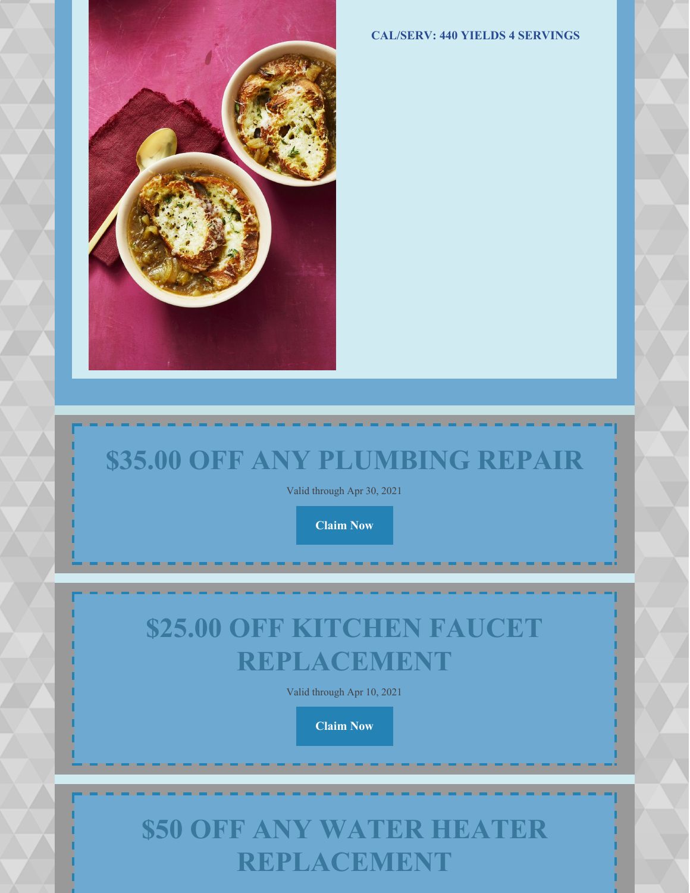**CAL/SERV: 440 YIELDS 4 SERVINGS**

## $35.00 OFF ANY PLUMBING REPAIR

Valid through Apr 30, 2021

**Claim Now**

## $25.00 OFF KITCHEN FAUCET REPLACEMENT

Valid through Apr 10, 2021

**Claim Now**

## $50 OFF ANY WATER HEATER REPLACEMENT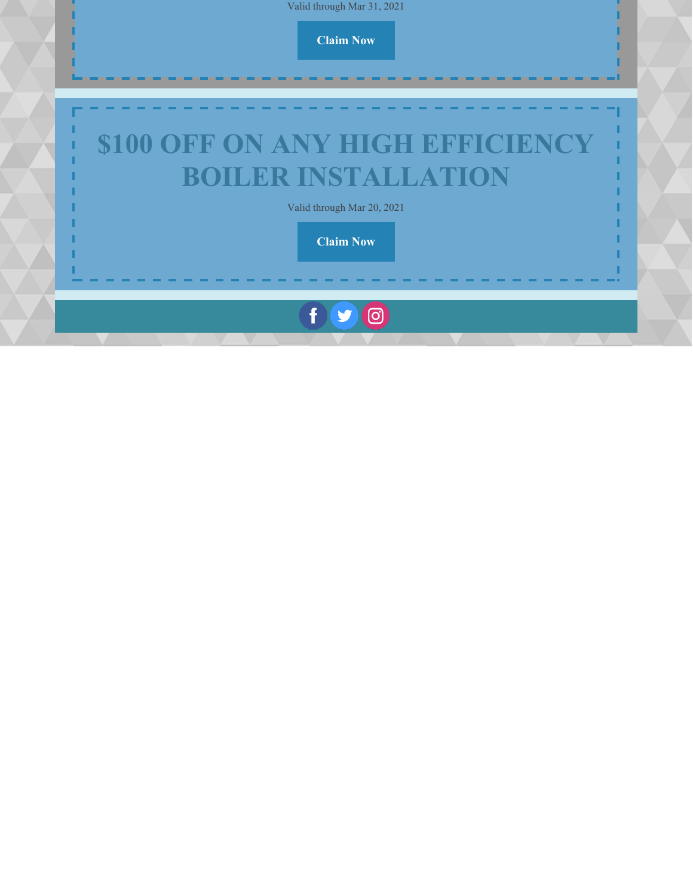Valid through Mar 31, 2021

**Claim Now**

# $100 OFF ON ANY HIGH EFFICIENCY BOILER INSTALLATION

Valid through Mar 20, 2021

**Claim Now**